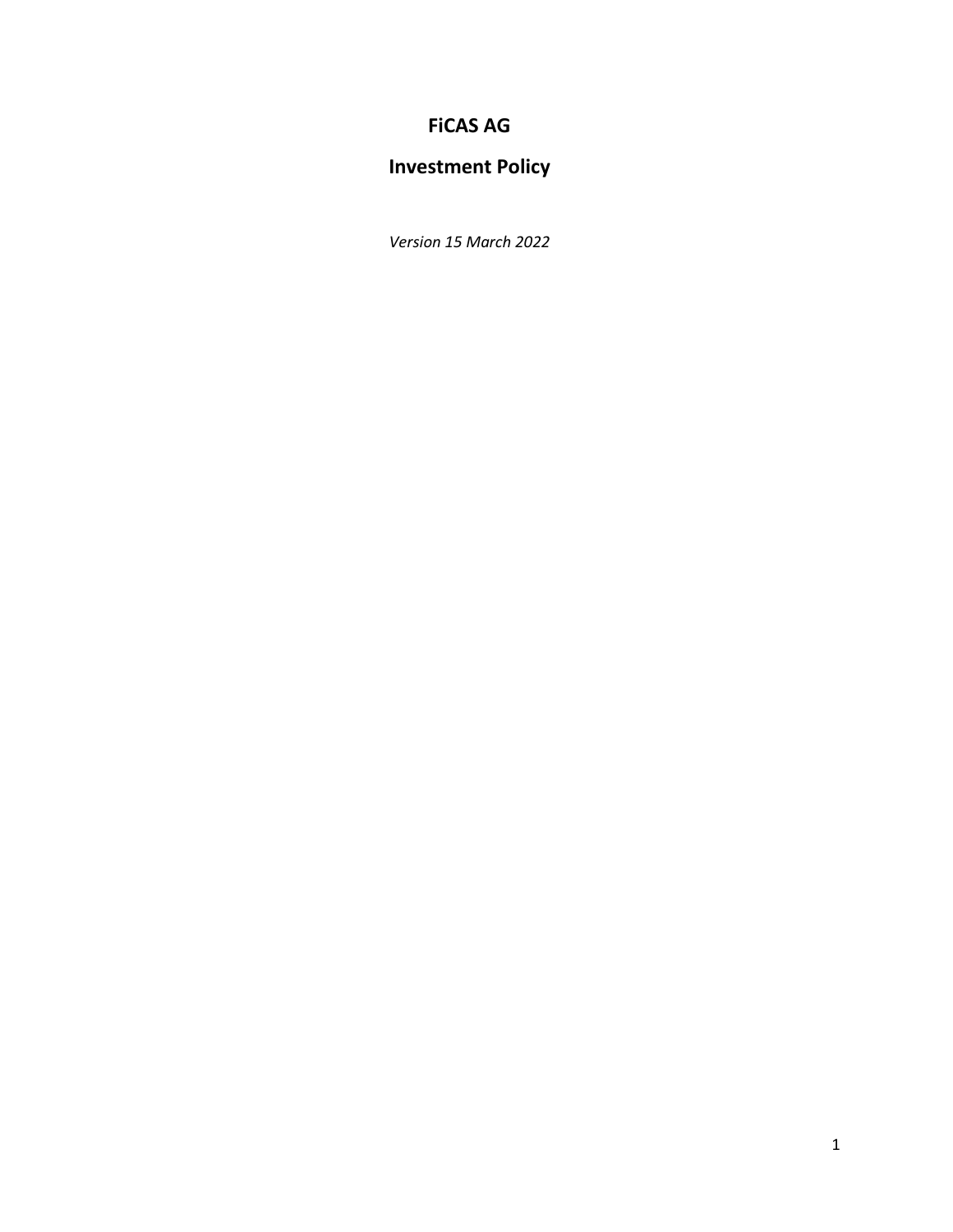# FiCAS AG

## Investment Policy

*Version 15 March 2022*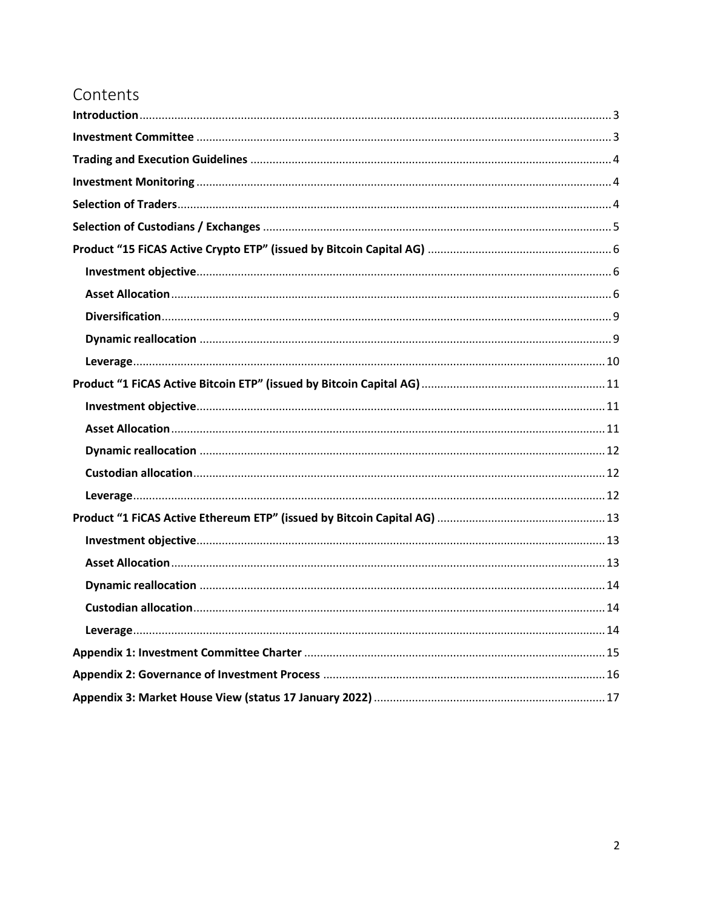# Contents

**Introduction** 3
**Investment Committee** 3
**Trading and Execution Guidelines** 4
**Investment Monitoring** 4
**Selection of Traders** 4
**Selection of Custodians / Exchanges** 5
**Product "15 FiCAS Active Crypto ETP" (issued by Bitcoin Capital AG)** 6
- **Investment objective** 6
- **Asset Allocation** 6
- **Diversification** 9
- **Dynamic reallocation** 9
- **Leverage** 10

**Product "1 FiCAS Active Bitcoin ETP" (issued by Bitcoin Capital AG)** 11
- **Investment objective** 11
- **Asset Allocation** 11
- **Dynamic reallocation** 12
- **Custodian allocation** 12
- **Leverage** 12

**Product "1 FiCAS Active Ethereum ETP" (issued by Bitcoin Capital AG)** 13
- **Investment objective** 13
- **Asset Allocation** 13
- **Dynamic reallocation** 14
- **Custodian allocation** 14
- **Leverage** 14

**Appendix 1: Investment Committee Charter** 15
**Appendix 2: Governance of Investment Process** 16
**Appendix 3: Market House View (status 17 January 2022)** 17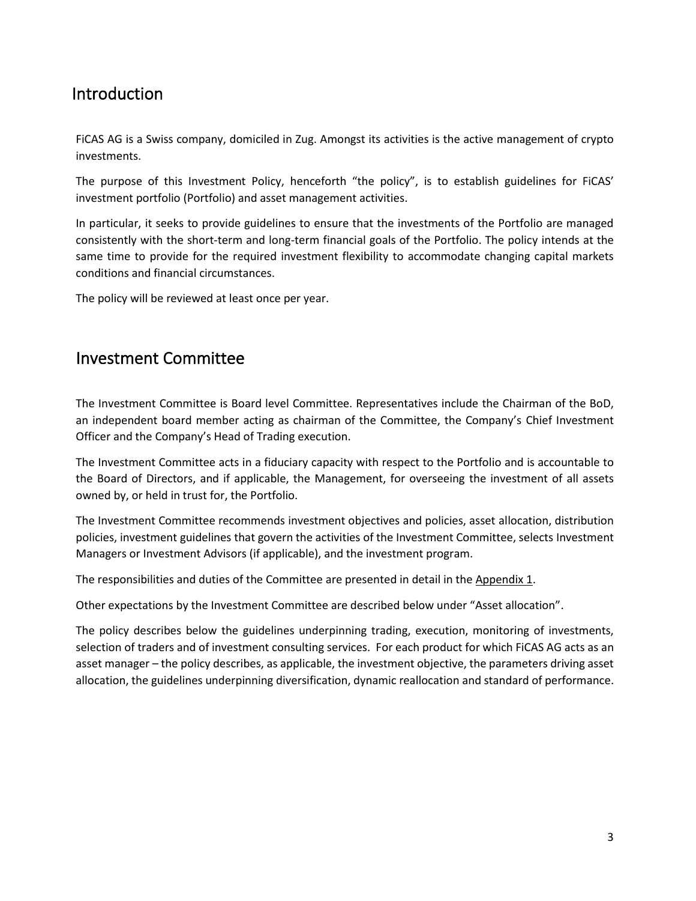## Introduction

FiCAS AG is a Swiss company, domiciled in Zug. Amongst its activities is the active management of crypto investments.

The purpose of this Investment Policy, henceforth "the policy", is to establish guidelines for FiCAS' investment portfolio (Portfolio) and asset management activities.

In particular, it seeks to provide guidelines to ensure that the investments of the Portfolio are managed consistently with the short-term and long-term financial goals of the Portfolio. The policy intends at the same time to provide for the required investment flexibility to accommodate changing capital markets conditions and financial circumstances.

The policy will be reviewed at least once per year.

## Investment Committee

The Investment Committee is Board level Committee. Representatives include the Chairman of the BoD, an independent board member acting as chairman of the Committee, the Company's Chief Investment Officer and the Company's Head of Trading execution.

The Investment Committee acts in a fiduciary capacity with respect to the Portfolio and is accountable to the Board of Directors, and if applicable, the Management, for overseeing the investment of all assets owned by, or held in trust for, the Portfolio.

The Investment Committee recommends investment objectives and policies, asset allocation, distribution policies, investment guidelines that govern the activities of the Investment Committee, selects Investment Managers or Investment Advisors (if applicable), and the investment program.

The responsibilities and duties of the Committee are presented in detail in the Appendix 1.

Other expectations by the Investment Committee are described below under "Asset allocation".

The policy describes below the guidelines underpinning trading, execution, monitoring of investments, selection of traders and of investment consulting services. For each product for which FiCAS AG acts as an asset manager – the policy describes, as applicable, the investment objective, the parameters driving asset allocation, the guidelines underpinning diversification, dynamic reallocation and standard of performance.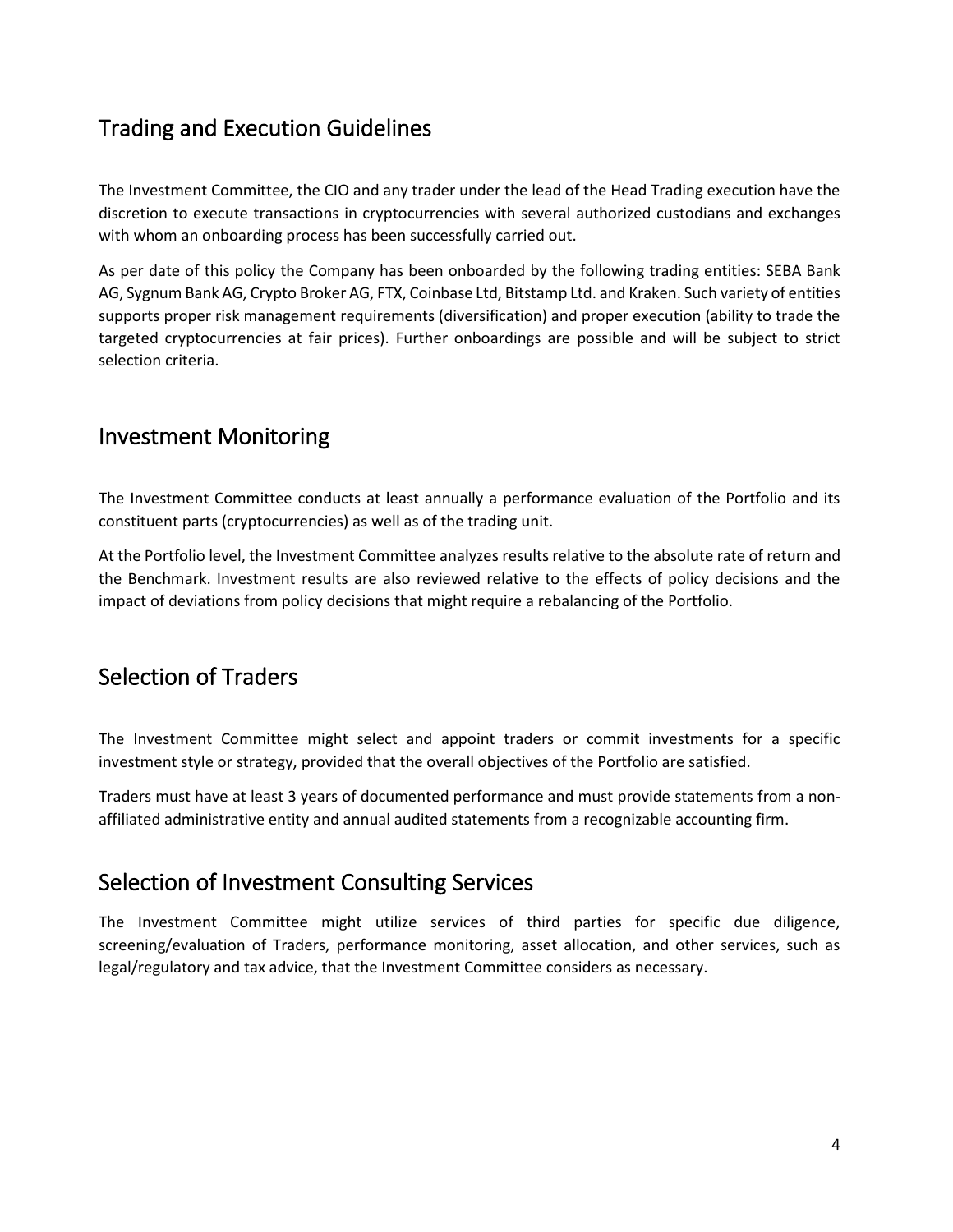## Trading and Execution Guidelines

The Investment Committee, the CIO and any trader under the lead of the Head Trading execution have the discretion to execute transactions in cryptocurrencies with several authorized custodians and exchanges with whom an onboarding process has been successfully carried out.

As per date of this policy the Company has been onboarded by the following trading entities: SEBA Bank AG, Sygnum Bank AG, Crypto Broker AG, FTX, Coinbase Ltd, Bitstamp Ltd. and Kraken. Such variety of entities supports proper risk management requirements (diversification) and proper execution (ability to trade the targeted cryptocurrencies at fair prices). Further onboardings are possible and will be subject to strict selection criteria.

## Investment Monitoring

The Investment Committee conducts at least annually a performance evaluation of the Portfolio and its constituent parts (cryptocurrencies) as well as of the trading unit.

At the Portfolio level, the Investment Committee analyzes results relative to the absolute rate of return and the Benchmark. Investment results are also reviewed relative to the effects of policy decisions and the impact of deviations from policy decisions that might require a rebalancing of the Portfolio.

## Selection of Traders

The Investment Committee might select and appoint traders or commit investments for a specific investment style or strategy, provided that the overall objectives of the Portfolio are satisfied.

Traders must have at least 3 years of documented performance and must provide statements from a non-affiliated administrative entity and annual audited statements from a recognizable accounting firm.

## Selection of Investment Consulting Services

The Investment Committee might utilize services of third parties for specific due diligence, screening/evaluation of Traders, performance monitoring, asset allocation, and other services, such as legal/regulatory and tax advice, that the Investment Committee considers as necessary.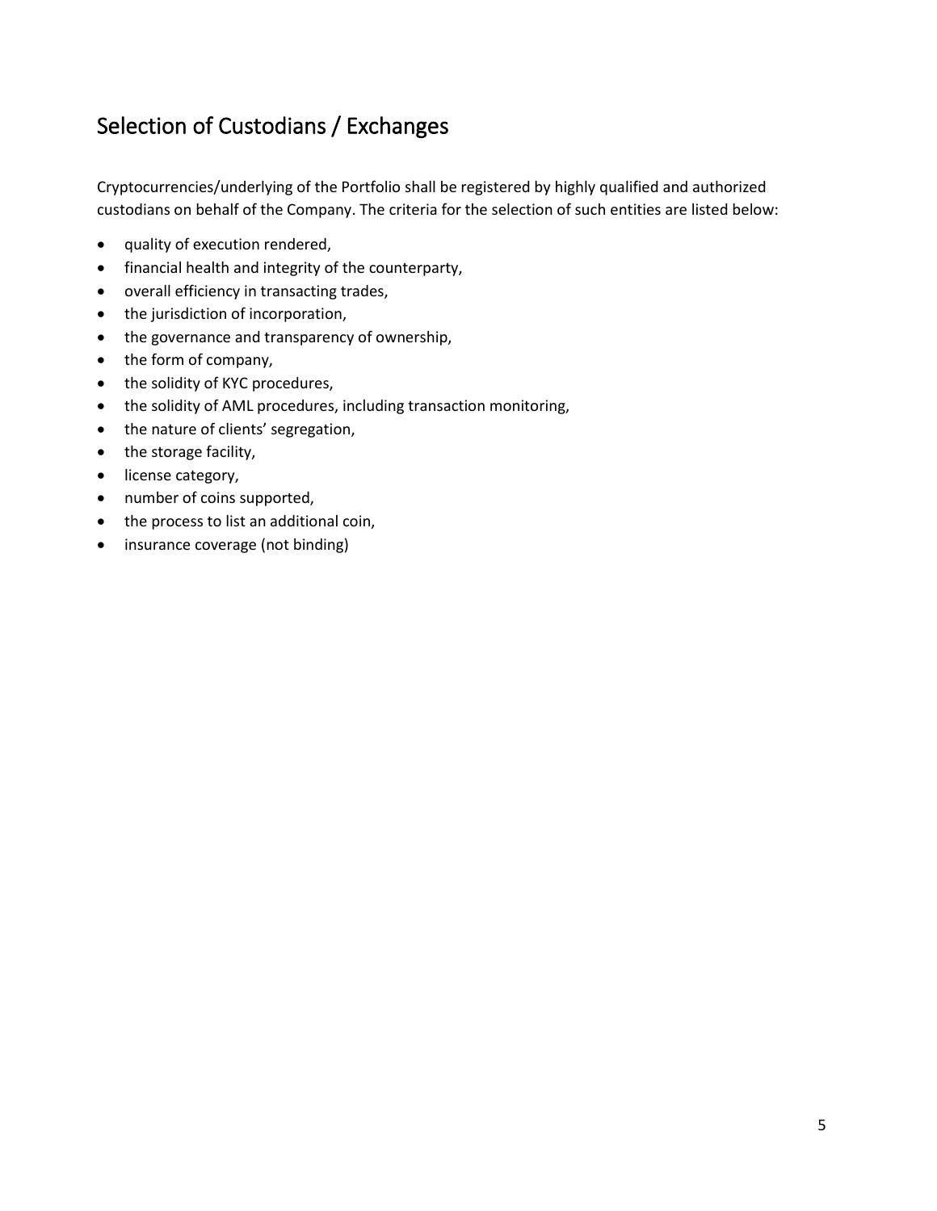## Selection of Custodians / Exchanges

Cryptocurrencies/underlying of the Portfolio shall be registered by highly qualified and authorized custodians on behalf of the Company. The criteria for the selection of such entities are listed below:

- quality of execution rendered,
- financial health and integrity of the counterparty,
- overall efficiency in transacting trades,
- the jurisdiction of incorporation,
- the governance and transparency of ownership,
- the form of company,
- the solidity of KYC procedures,
- the solidity of AML procedures, including transaction monitoring,
- the nature of clients' segregation,
- the storage facility,
- license category,
- number of coins supported,
- the process to list an additional coin,
- insurance coverage (not binding)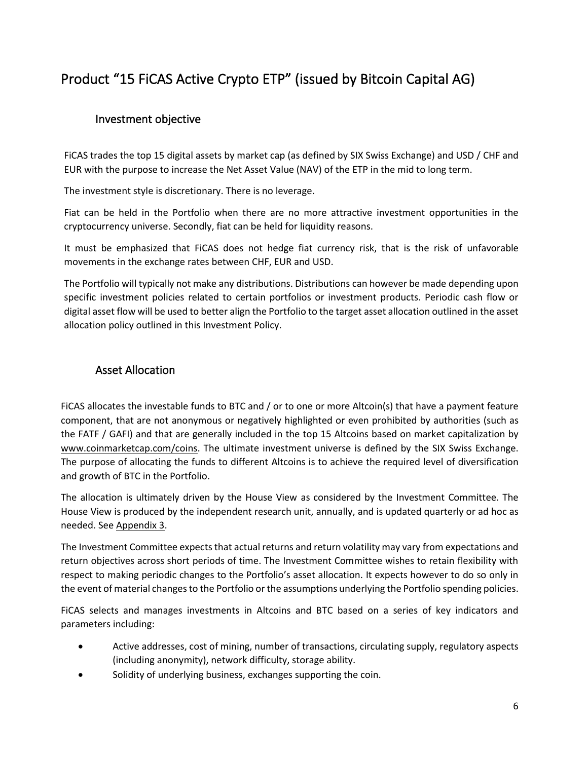# Product “15 FiCAS Active Crypto ETP” (issued by Bitcoin Capital AG)

## Investment objective

FiCAS trades the top 15 digital assets by market cap (as defined by SIX Swiss Exchange) and USD / CHF and EUR with the purpose to increase the Net Asset Value (NAV) of the ETP in the mid to long term.

The investment style is discretionary. There is no leverage.

Fiat can be held in the Portfolio when there are no more attractive investment opportunities in the cryptocurrency universe. Secondly, fiat can be held for liquidity reasons.

It must be emphasized that FiCAS does not hedge fiat currency risk, that is the risk of unfavorable movements in the exchange rates between CHF, EUR and USD.

The Portfolio will typically not make any distributions. Distributions can however be made depending upon specific investment policies related to certain portfolios or investment products. Periodic cash flow or digital asset flow will be used to better align the Portfolio to the target asset allocation outlined in the asset allocation policy outlined in this Investment Policy.

## Asset Allocation

FiCAS allocates the investable funds to BTC and / or to one or more Altcoin(s) that have a payment feature component, that are not anonymous or negatively highlighted or even prohibited by authorities (such as the FATF / GAFI) and that are generally included in the top 15 Altcoins based on market capitalization by www.coinmarketcap.com/coins. The ultimate investment universe is defined by the SIX Swiss Exchange. The purpose of allocating the funds to different Altcoins is to achieve the required level of diversification and growth of BTC in the Portfolio.

The allocation is ultimately driven by the House View as considered by the Investment Committee. The House View is produced by the independent research unit, annually, and is updated quarterly or ad hoc as needed. See Appendix 3.

The Investment Committee expects that actual returns and return volatility may vary from expectations and return objectives across short periods of time. The Investment Committee wishes to retain flexibility with respect to making periodic changes to the Portfolio’s asset allocation. It expects however to do so only in the event of material changes to the Portfolio or the assumptions underlying the Portfolio spending policies.

FiCAS selects and manages investments in Altcoins and BTC based on a series of key indicators and parameters including:

- Active addresses, cost of mining, number of transactions, circulating supply, regulatory aspects (including anonymity), network difficulty, storage ability.
- Solidity of underlying business, exchanges supporting the coin.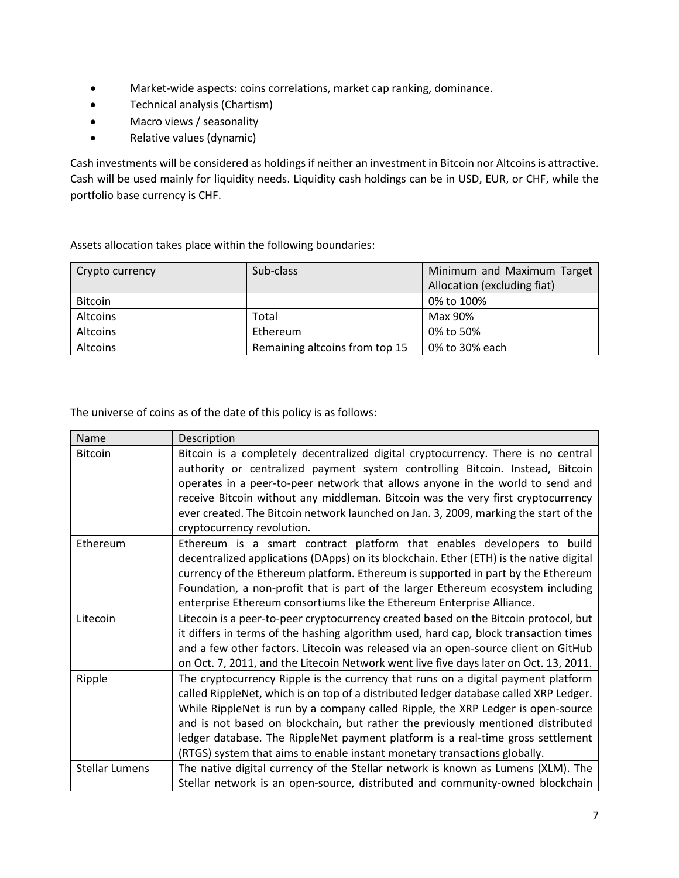- Market-wide aspects: coins correlations, market cap ranking, dominance.
- Technical analysis (Chartism)
- Macro views / seasonality
- Relative values (dynamic)

Cash investments will be considered as holdings if neither an investment in Bitcoin nor Altcoins is attractive. Cash will be used mainly for liquidity needs. Liquidity cash holdings can be in USD, EUR, or CHF, while the portfolio base currency is CHF.

Assets allocation takes place within the following boundaries:

| Crypto currency | Sub-class | Minimum and Maximum Target Allocation (excluding fiat) |
|---|---|---|
| Bitcoin | | 0% to 100% |
| Altcoins | Total | Max 90% |
| Altcoins | Ethereum | 0% to 50% |
| Altcoins | Remaining altcoins from top 15 | 0% to 30% each |

The universe of coins as of the date of this policy is as follows:

| Name | Description |
|---|---|
| Bitcoin | Bitcoin is a completely decentralized digital cryptocurrency. There is no central authority or centralized payment system controlling Bitcoin. Instead, Bitcoin operates in a peer-to-peer network that allows anyone in the world to send and receive Bitcoin without any middleman. Bitcoin was the very first cryptocurrency ever created. The Bitcoin network launched on Jan. 3, 2009, marking the start of the cryptocurrency revolution. |
| Ethereum | Ethereum is a smart contract platform that enables developers to build decentralized applications (DApps) on its blockchain. Ether (ETH) is the native digital currency of the Ethereum platform. Ethereum is supported in part by the Ethereum Foundation, a non-profit that is part of the larger Ethereum ecosystem including enterprise Ethereum consortiums like the Ethereum Enterprise Alliance. |
| Litecoin | Litecoin is a peer-to-peer cryptocurrency created based on the Bitcoin protocol, but it differs in terms of the hashing algorithm used, hard cap, block transaction times and a few other factors. Litecoin was released via an open-source client on GitHub on Oct. 7, 2011, and the Litecoin Network went live five days later on Oct. 13, 2011. |
| Ripple | The cryptocurrency Ripple is the currency that runs on a digital payment platform called RippleNet, which is on top of a distributed ledger database called XRP Ledger. While RippleNet is run by a company called Ripple, the XRP Ledger is open-source and is not based on blockchain, but rather the previously mentioned distributed ledger database. The RippleNet payment platform is a real-time gross settlement (RTGS) system that aims to enable instant monetary transactions globally. |
| Stellar Lumens | The native digital currency of the Stellar network is known as Lumens (XLM). The Stellar network is an open-source, distributed and community-owned blockchain |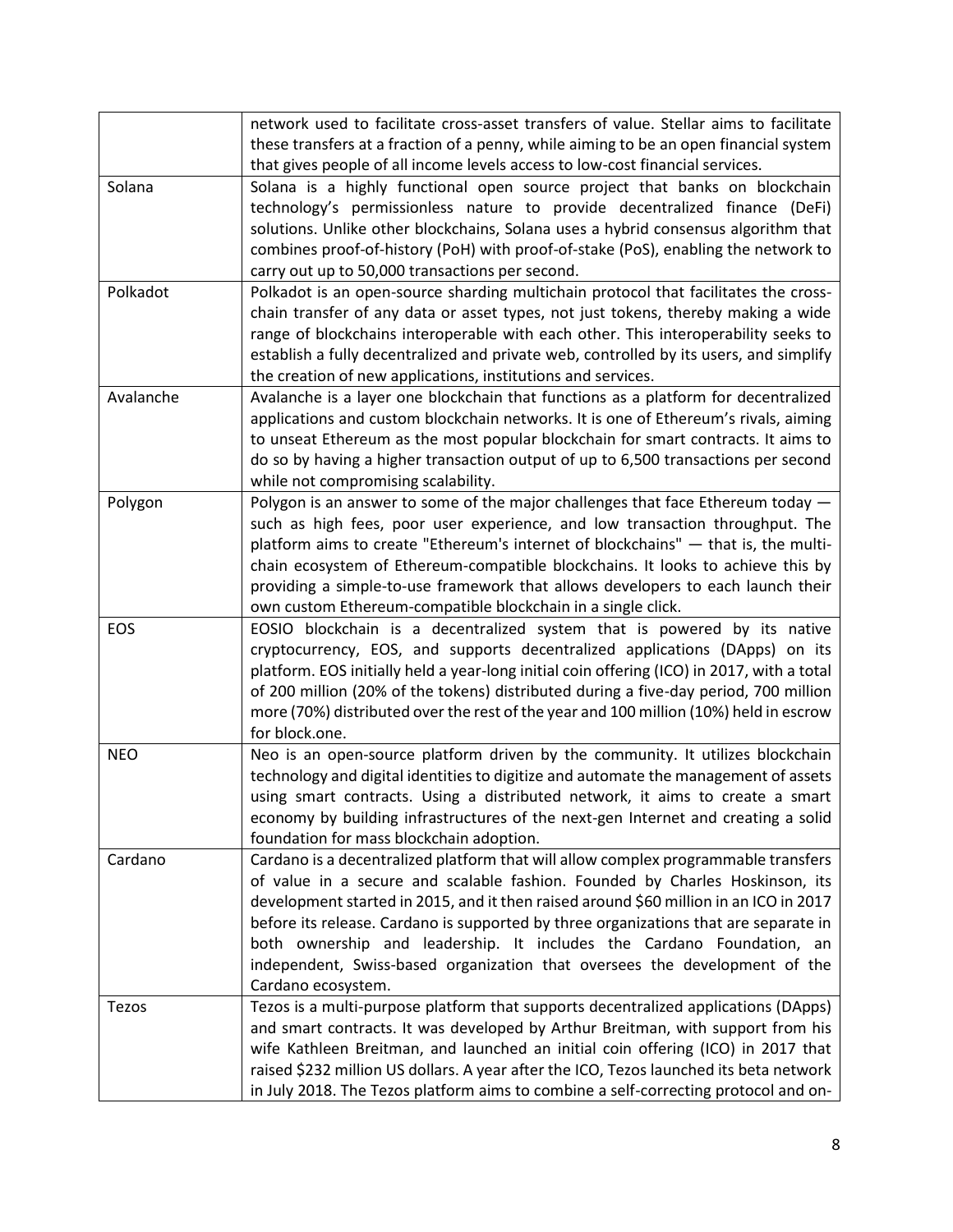| | |
|---|---|
| | network used to facilitate cross-asset transfers of value. Stellar aims to facilitate these transfers at a fraction of a penny, while aiming to be an open financial system that gives people of all income levels access to low-cost financial services. |
| Solana | Solana is a highly functional open source project that banks on blockchain technology's permissionless nature to provide decentralized finance (DeFi) solutions. Unlike other blockchains, Solana uses a hybrid consensus algorithm that combines proof-of-history (PoH) with proof-of-stake (PoS), enabling the network to carry out up to 50,000 transactions per second. |
| Polkadot | Polkadot is an open-source sharding multichain protocol that facilitates the cross-chain transfer of any data or asset types, not just tokens, thereby making a wide range of blockchains interoperable with each other. This interoperability seeks to establish a fully decentralized and private web, controlled by its users, and simplify the creation of new applications, institutions and services. |
| Avalanche | Avalanche is a layer one blockchain that functions as a platform for decentralized applications and custom blockchain networks. It is one of Ethereum's rivals, aiming to unseat Ethereum as the most popular blockchain for smart contracts. It aims to do so by having a higher transaction output of up to 6,500 transactions per second while not compromising scalability. |
| Polygon | Polygon is an answer to some of the major challenges that face Ethereum today — such as high fees, poor user experience, and low transaction throughput. The platform aims to create "Ethereum's internet of blockchains" — that is, the multi-chain ecosystem of Ethereum-compatible blockchains. It looks to achieve this by providing a simple-to-use framework that allows developers to each launch their own custom Ethereum-compatible blockchain in a single click. |
| EOS | EOSIO blockchain is a decentralized system that is powered by its native cryptocurrency, EOS, and supports decentralized applications (DApps) on its platform. EOS initially held a year-long initial coin offering (ICO) in 2017, with a total of 200 million (20% of the tokens) distributed during a five-day period, 700 million more (70%) distributed over the rest of the year and 100 million (10%) held in escrow for block.one. |
| NEO | Neo is an open-source platform driven by the community. It utilizes blockchain technology and digital identities to digitize and automate the management of assets using smart contracts. Using a distributed network, it aims to create a smart economy by building infrastructures of the next-gen Internet and creating a solid foundation for mass blockchain adoption. |
| Cardano | Cardano is a decentralized platform that will allow complex programmable transfers of value in a secure and scalable fashion. Founded by Charles Hoskinson, its development started in 2015, and it then raised around $60 million in an ICO in 2017 before its release. Cardano is supported by three organizations that are separate in both ownership and leadership. It includes the Cardano Foundation, an independent, Swiss-based organization that oversees the development of the Cardano ecosystem. |
| Tezos | Tezos is a multi-purpose platform that supports decentralized applications (DApps) and smart contracts. It was developed by Arthur Breitman, with support from his wife Kathleen Breitman, and launched an initial coin offering (ICO) in 2017 that raised $232 million US dollars. A year after the ICO, Tezos launched its beta network in July 2018. The Tezos platform aims to combine a self-correcting protocol and on- |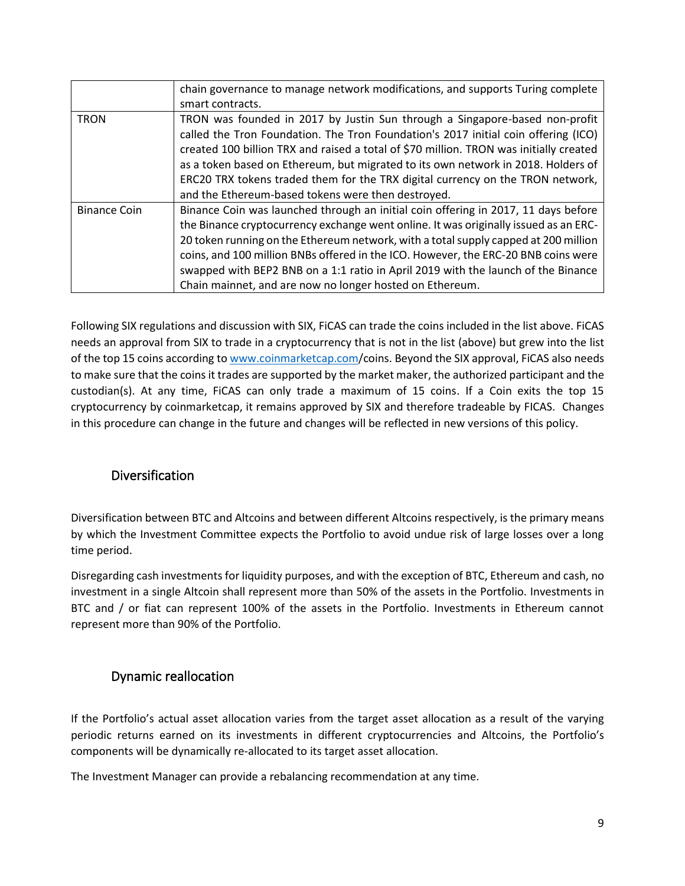| | |
|---|---|
| | chain governance to manage network modifications, and supports Turing complete smart contracts. |
| TRON | TRON was founded in 2017 by Justin Sun through a Singapore-based non-profit called the Tron Foundation. The Tron Foundation's 2017 initial coin offering (ICO) created 100 billion TRX and raised a total of $70 million. TRON was initially created as a token based on Ethereum, but migrated to its own network in 2018. Holders of ERC20 TRX tokens traded them for the TRX digital currency on the TRON network, and the Ethereum-based tokens were then destroyed. |
| Binance Coin | Binance Coin was launched through an initial coin offering in 2017, 11 days before the Binance cryptocurrency exchange went online. It was originally issued as an ERC-20 token running on the Ethereum network, with a total supply capped at 200 million coins, and 100 million BNBs offered in the ICO. However, the ERC-20 BNB coins were swapped with BEP2 BNB on a 1:1 ratio in April 2019 with the launch of the Binance Chain mainnet, and are now no longer hosted on Ethereum. |

Following SIX regulations and discussion with SIX, FiCAS can trade the coins included in the list above. FiCAS needs an approval from SIX to trade in a cryptocurrency that is not in the list (above) but grew into the list of the top 15 coins according to www.coinmarketcap.com/coins. Beyond the SIX approval, FiCAS also needs to make sure that the coins it trades are supported by the market maker, the authorized participant and the custodian(s). At any time, FiCAS can only trade a maximum of 15 coins. If a Coin exits the top 15 cryptocurrency by coinmarketcap, it remains approved by SIX and therefore tradeable by FICAS. Changes in this procedure can change in the future and changes will be reflected in new versions of this policy.

## Diversification

Diversification between BTC and Altcoins and between different Altcoins respectively, is the primary means by which the Investment Committee expects the Portfolio to avoid undue risk of large losses over a long time period.

Disregarding cash investments for liquidity purposes, and with the exception of BTC, Ethereum and cash, no investment in a single Altcoin shall represent more than 50% of the assets in the Portfolio. Investments in BTC and / or fiat can represent 100% of the assets in the Portfolio. Investments in Ethereum cannot represent more than 90% of the Portfolio.

## Dynamic reallocation

If the Portfolio's actual asset allocation varies from the target asset allocation as a result of the varying periodic returns earned on its investments in different cryptocurrencies and Altcoins, the Portfolio's components will be dynamically re-allocated to its target asset allocation.

The Investment Manager can provide a rebalancing recommendation at any time.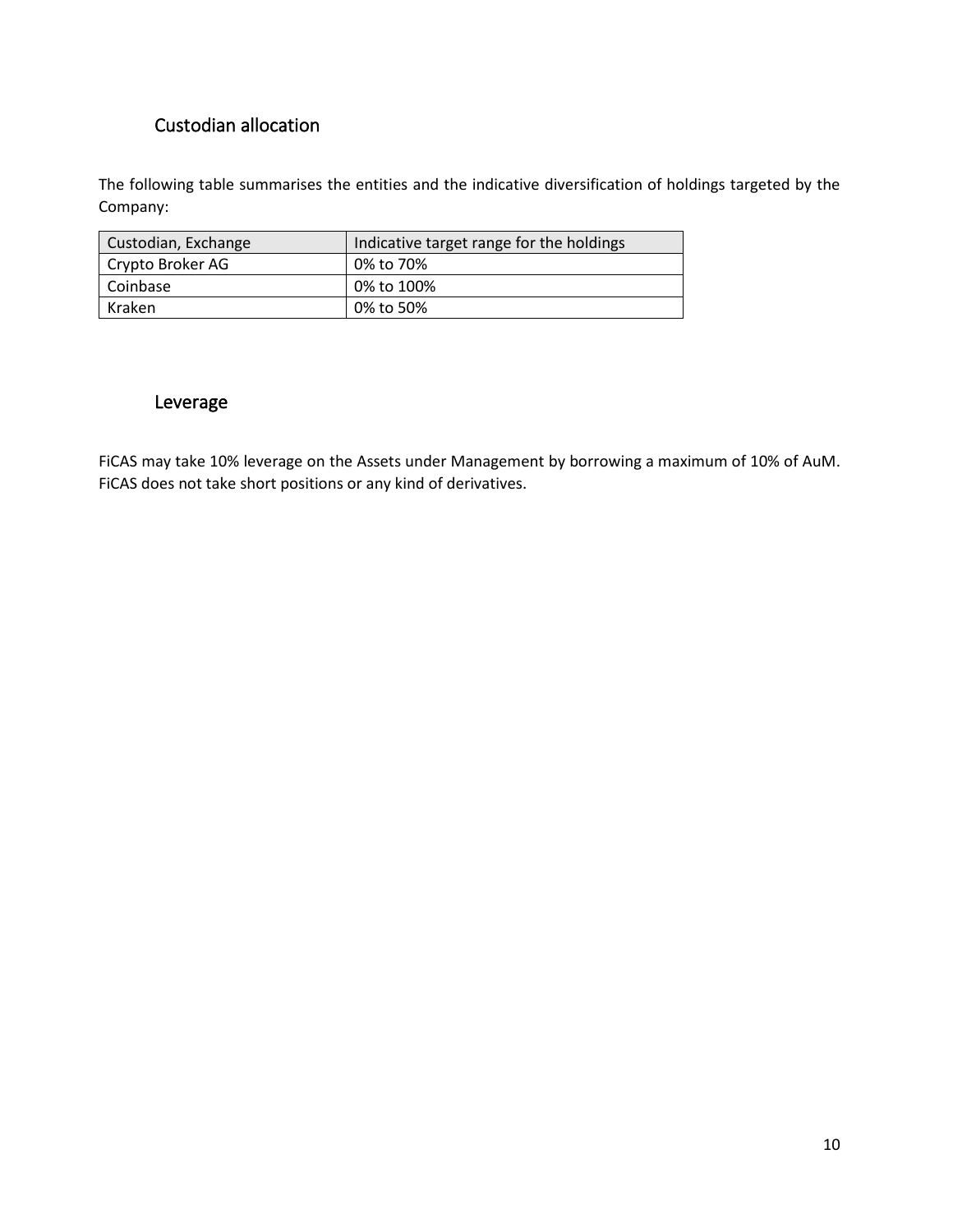## Custodian allocation

The following table summarises the entities and the indicative diversification of holdings targeted by the Company:

| Custodian, Exchange | Indicative target range for the holdings |
| --- | --- |
| Crypto Broker AG | 0% to 70% |
| Coinbase | 0% to 100% |
| Kraken | 0% to 50% |

## Leverage

FiCAS may take 10% leverage on the Assets under Management by borrowing a maximum of 10% of AuM. FiCAS does not take short positions or any kind of derivatives.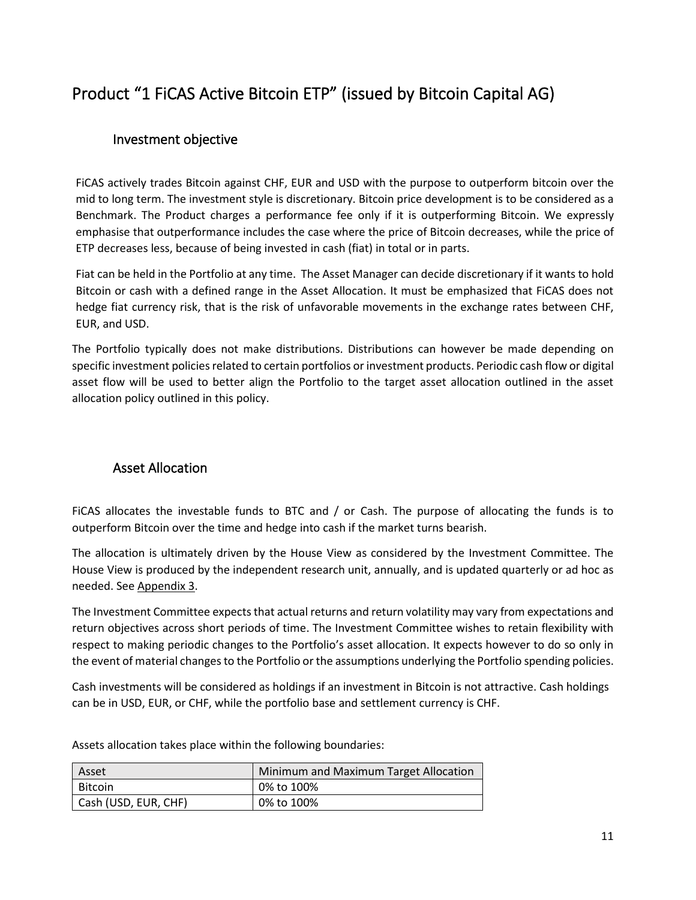# Product “1 FiCAS Active Bitcoin ETP” (issued by Bitcoin Capital AG)

## Investment objective

FiCAS actively trades Bitcoin against CHF, EUR and USD with the purpose to outperform bitcoin over the mid to long term. The investment style is discretionary. Bitcoin price development is to be considered as a Benchmark. The Product charges a performance fee only if it is outperforming Bitcoin. We expressly emphasise that outperformance includes the case where the price of Bitcoin decreases, while the price of ETP decreases less, because of being invested in cash (fiat) in total or in parts.

Fiat can be held in the Portfolio at any time. The Asset Manager can decide discretionary if it wants to hold Bitcoin or cash with a defined range in the Asset Allocation. It must be emphasized that FiCAS does not hedge fiat currency risk, that is the risk of unfavorable movements in the exchange rates between CHF, EUR, and USD.

The Portfolio typically does not make distributions. Distributions can however be made depending on specific investment policies related to certain portfolios or investment products. Periodic cash flow or digital asset flow will be used to better align the Portfolio to the target asset allocation outlined in the asset allocation policy outlined in this policy.

## Asset Allocation

FiCAS allocates the investable funds to BTC and / or Cash. The purpose of allocating the funds is to outperform Bitcoin over the time and hedge into cash if the market turns bearish.

The allocation is ultimately driven by the House View as considered by the Investment Committee. The House View is produced by the independent research unit, annually, and is updated quarterly or ad hoc as needed. See Appendix 3.

The Investment Committee expects that actual returns and return volatility may vary from expectations and return objectives across short periods of time. The Investment Committee wishes to retain flexibility with respect to making periodic changes to the Portfolio’s asset allocation. It expects however to do so only in the event of material changes to the Portfolio or the assumptions underlying the Portfolio spending policies.

Cash investments will be considered as holdings if an investment in Bitcoin is not attractive. Cash holdings can be in USD, EUR, or CHF, while the portfolio base and settlement currency is CHF.

Assets allocation takes place within the following boundaries:

| Asset | Minimum and Maximum Target Allocation |
|---|---|
| Bitcoin | 0% to 100% |
| Cash (USD, EUR, CHF) | 0% to 100% |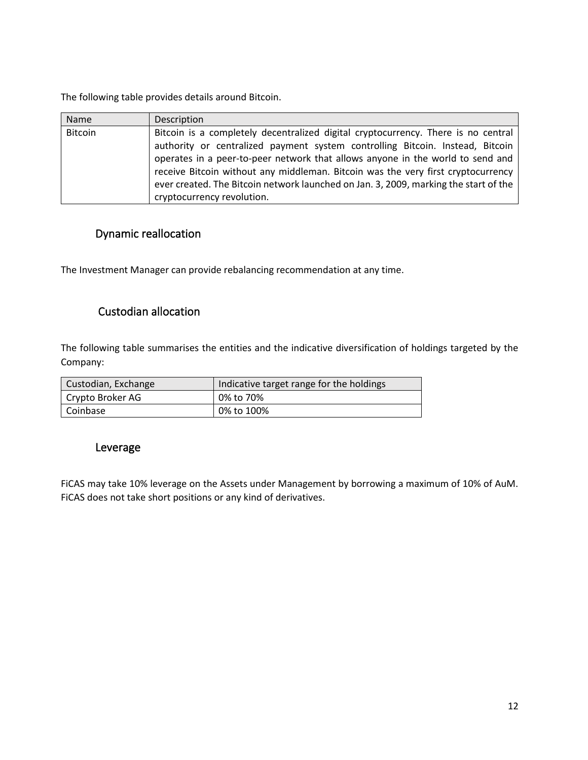The following table provides details around Bitcoin.

| Name | Description |
| --- | --- |
| Bitcoin | Bitcoin is a completely decentralized digital cryptocurrency. There is no central authority or centralized payment system controlling Bitcoin. Instead, Bitcoin operates in a peer-to-peer network that allows anyone in the world to send and receive Bitcoin without any middleman. Bitcoin was the very first cryptocurrency ever created. The Bitcoin network launched on Jan. 3, 2009, marking the start of the cryptocurrency revolution. |

## Dynamic reallocation

The Investment Manager can provide rebalancing recommendation at any time.

## Custodian allocation

The following table summarises the entities and the indicative diversification of holdings targeted by the Company:

| Custodian, Exchange | Indicative target range for the holdings |
| --- | --- |
| Crypto Broker AG | 0% to 70% |
| Coinbase | 0% to 100% |

## Leverage

FiCAS may take 10% leverage on the Assets under Management by borrowing a maximum of 10% of AuM. FiCAS does not take short positions or any kind of derivatives.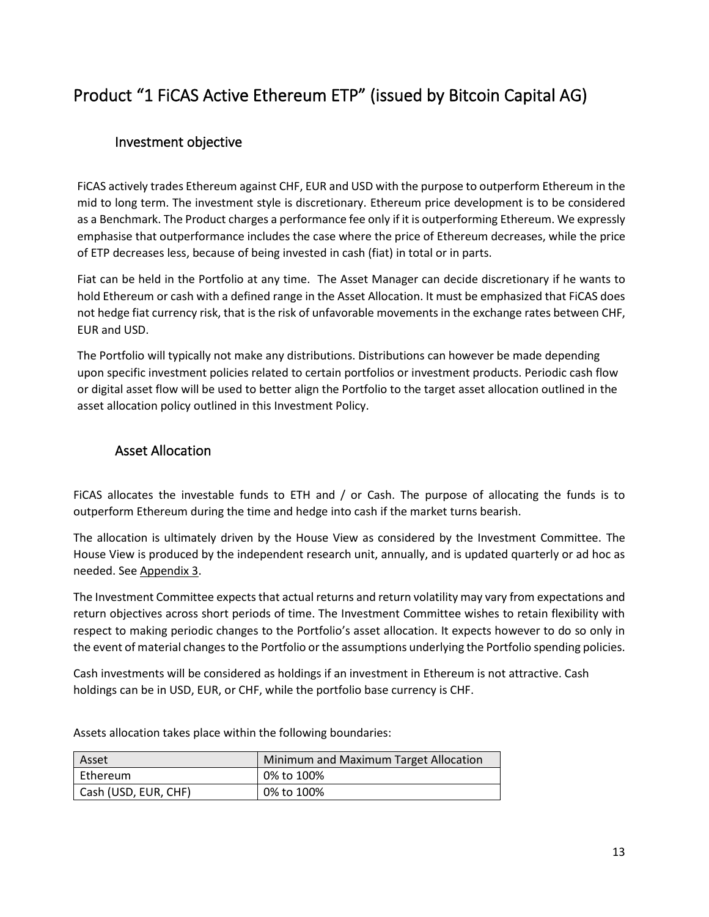# Product "1 FiCAS Active Ethereum ETP" (issued by Bitcoin Capital AG)

## Investment objective

FiCAS actively trades Ethereum against CHF, EUR and USD with the purpose to outperform Ethereum in the mid to long term. The investment style is discretionary. Ethereum price development is to be considered as a Benchmark. The Product charges a performance fee only if it is outperforming Ethereum. We expressly emphasise that outperformance includes the case where the price of Ethereum decreases, while the price of ETP decreases less, because of being invested in cash (fiat) in total or in parts.

Fiat can be held in the Portfolio at any time. The Asset Manager can decide discretionary if he wants to hold Ethereum or cash with a defined range in the Asset Allocation. It must be emphasized that FiCAS does not hedge fiat currency risk, that is the risk of unfavorable movements in the exchange rates between CHF, EUR and USD.

The Portfolio will typically not make any distributions. Distributions can however be made depending upon specific investment policies related to certain portfolios or investment products. Periodic cash flow or digital asset flow will be used to better align the Portfolio to the target asset allocation outlined in the asset allocation policy outlined in this Investment Policy.

## Asset Allocation

FiCAS allocates the investable funds to ETH and / or Cash. The purpose of allocating the funds is to outperform Ethereum during the time and hedge into cash if the market turns bearish.

The allocation is ultimately driven by the House View as considered by the Investment Committee. The House View is produced by the independent research unit, annually, and is updated quarterly or ad hoc as needed. See Appendix 3.

The Investment Committee expects that actual returns and return volatility may vary from expectations and return objectives across short periods of time. The Investment Committee wishes to retain flexibility with respect to making periodic changes to the Portfolio's asset allocation. It expects however to do so only in the event of material changes to the Portfolio or the assumptions underlying the Portfolio spending policies.

Cash investments will be considered as holdings if an investment in Ethereum is not attractive. Cash holdings can be in USD, EUR, or CHF, while the portfolio base currency is CHF.

Assets allocation takes place within the following boundaries:

| Asset | Minimum and Maximum Target Allocation |
| --- | --- |
| Ethereum | 0% to 100% |
| Cash (USD, EUR, CHF) | 0% to 100% |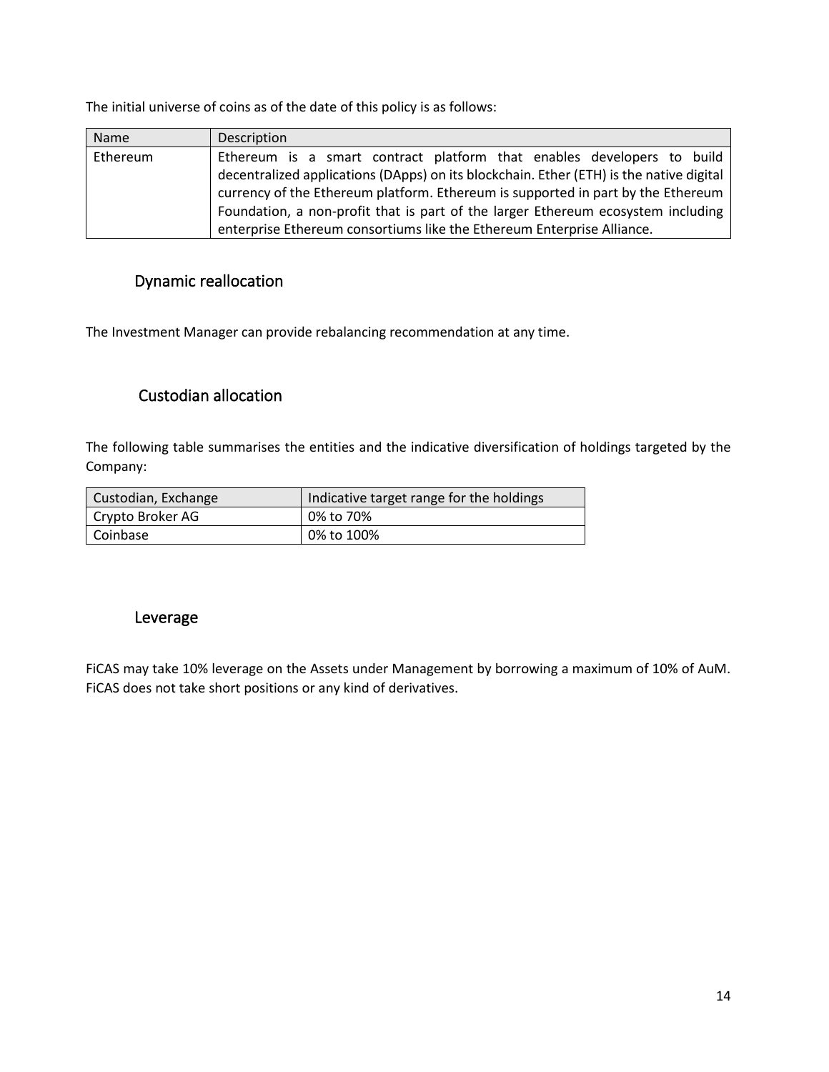The initial universe of coins as of the date of this policy is as follows:

| Name | Description |
| --- | --- |
| Ethereum | Ethereum is a smart contract platform that enables developers to build decentralized applications (DApps) on its blockchain. Ether (ETH) is the native digital currency of the Ethereum platform. Ethereum is supported in part by the Ethereum Foundation, a non-profit that is part of the larger Ethereum ecosystem including enterprise Ethereum consortiums like the Ethereum Enterprise Alliance. |

## Dynamic reallocation

The Investment Manager can provide rebalancing recommendation at any time.

## Custodian allocation

The following table summarises the entities and the indicative diversification of holdings targeted by the Company:

| Custodian, Exchange | Indicative target range for the holdings |
| --- | --- |
| Crypto Broker AG | 0% to 70% |
| Coinbase | 0% to 100% |

## Leverage

FiCAS may take 10% leverage on the Assets under Management by borrowing a maximum of 10% of AuM. FiCAS does not take short positions or any kind of derivatives.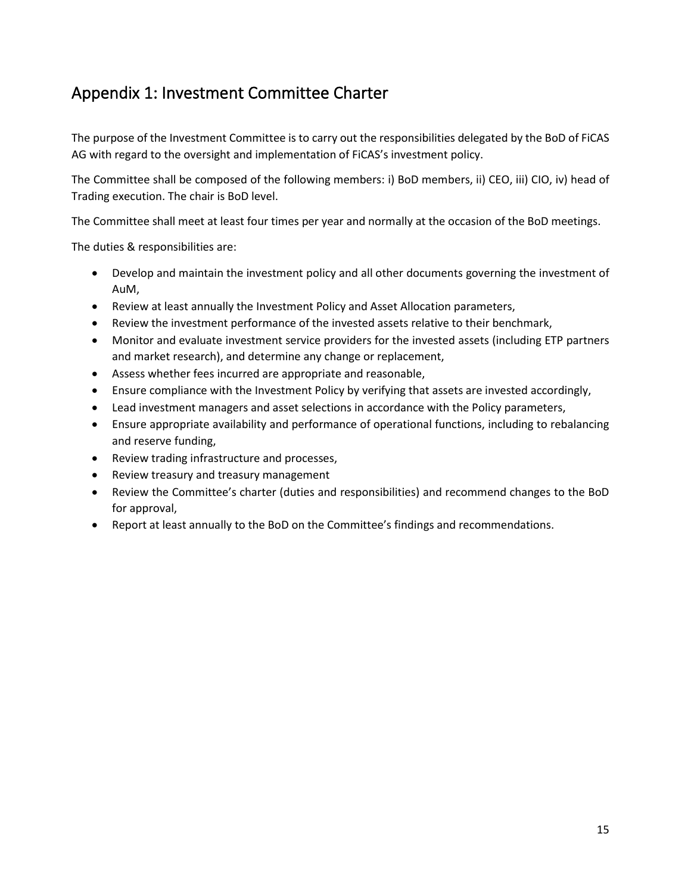## Appendix 1: Investment Committee Charter

The purpose of the Investment Committee is to carry out the responsibilities delegated by the BoD of FiCAS AG with regard to the oversight and implementation of FiCAS's investment policy.

The Committee shall be composed of the following members: i) BoD members, ii) CEO, iii) CIO, iv) head of Trading execution. The chair is BoD level.

The Committee shall meet at least four times per year and normally at the occasion of the BoD meetings.

The duties & responsibilities are:

- Develop and maintain the investment policy and all other documents governing the investment of AuM,
- Review at least annually the Investment Policy and Asset Allocation parameters,
- Review the investment performance of the invested assets relative to their benchmark,
- Monitor and evaluate investment service providers for the invested assets (including ETP partners and market research), and determine any change or replacement,
- Assess whether fees incurred are appropriate and reasonable,
- Ensure compliance with the Investment Policy by verifying that assets are invested accordingly,
- Lead investment managers and asset selections in accordance with the Policy parameters,
- Ensure appropriate availability and performance of operational functions, including to rebalancing and reserve funding,
- Review trading infrastructure and processes,
- Review treasury and treasury management
- Review the Committee's charter (duties and responsibilities) and recommend changes to the BoD for approval,
- Report at least annually to the BoD on the Committee's findings and recommendations.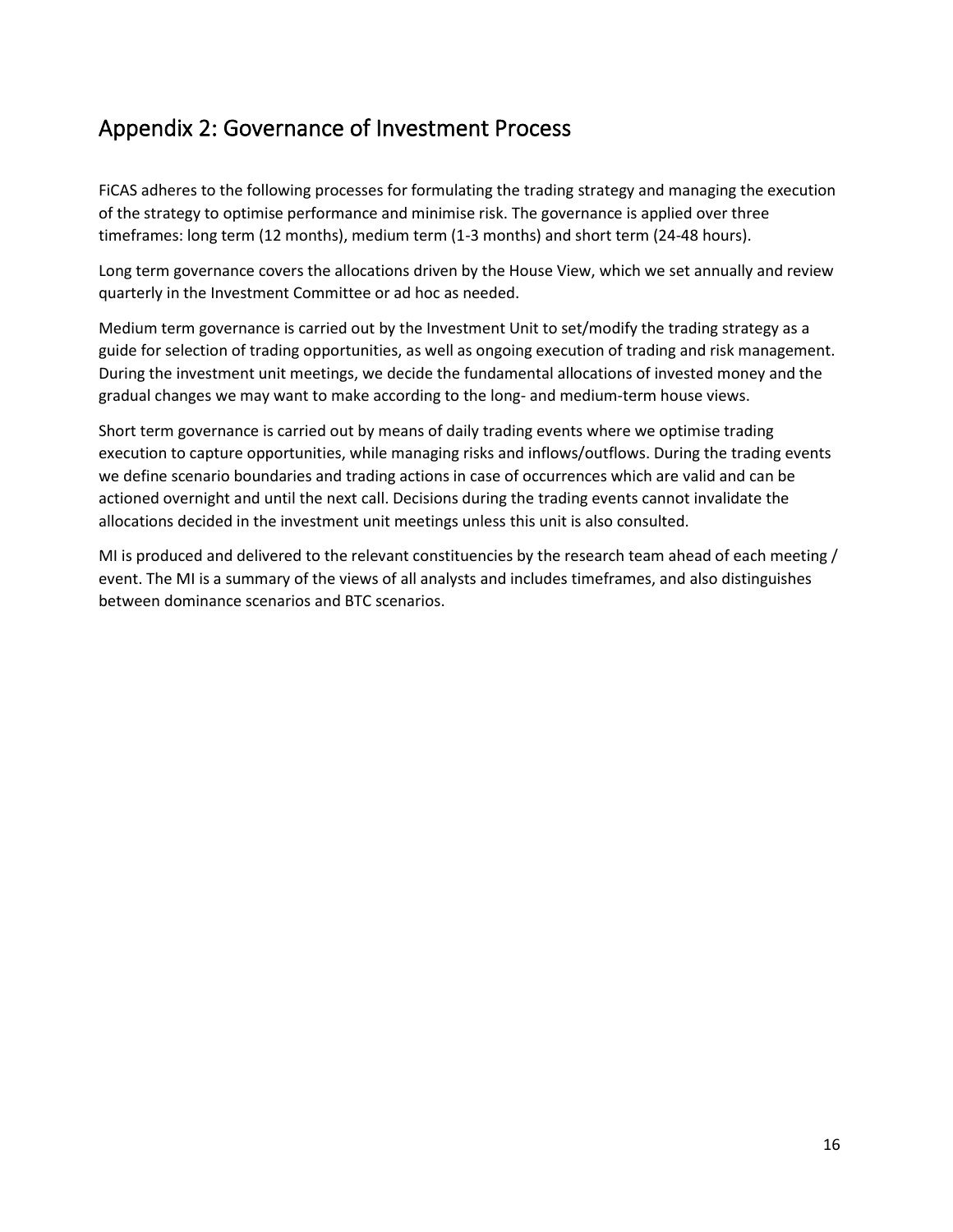## Appendix 2: Governance of Investment Process

FiCAS adheres to the following processes for formulating the trading strategy and managing the execution of the strategy to optimise performance and minimise risk. The governance is applied over three timeframes: long term (12 months), medium term (1-3 months) and short term (24-48 hours).

Long term governance covers the allocations driven by the House View, which we set annually and review quarterly in the Investment Committee or ad hoc as needed.

Medium term governance is carried out by the Investment Unit to set/modify the trading strategy as a guide for selection of trading opportunities, as well as ongoing execution of trading and risk management. During the investment unit meetings, we decide the fundamental allocations of invested money and the gradual changes we may want to make according to the long- and medium-term house views.

Short term governance is carried out by means of daily trading events where we optimise trading execution to capture opportunities, while managing risks and inflows/outflows. During the trading events we define scenario boundaries and trading actions in case of occurrences which are valid and can be actioned overnight and until the next call. Decisions during the trading events cannot invalidate the allocations decided in the investment unit meetings unless this unit is also consulted.

MI is produced and delivered to the relevant constituencies by the research team ahead of each meeting / event. The MI is a summary of the views of all analysts and includes timeframes, and also distinguishes between dominance scenarios and BTC scenarios.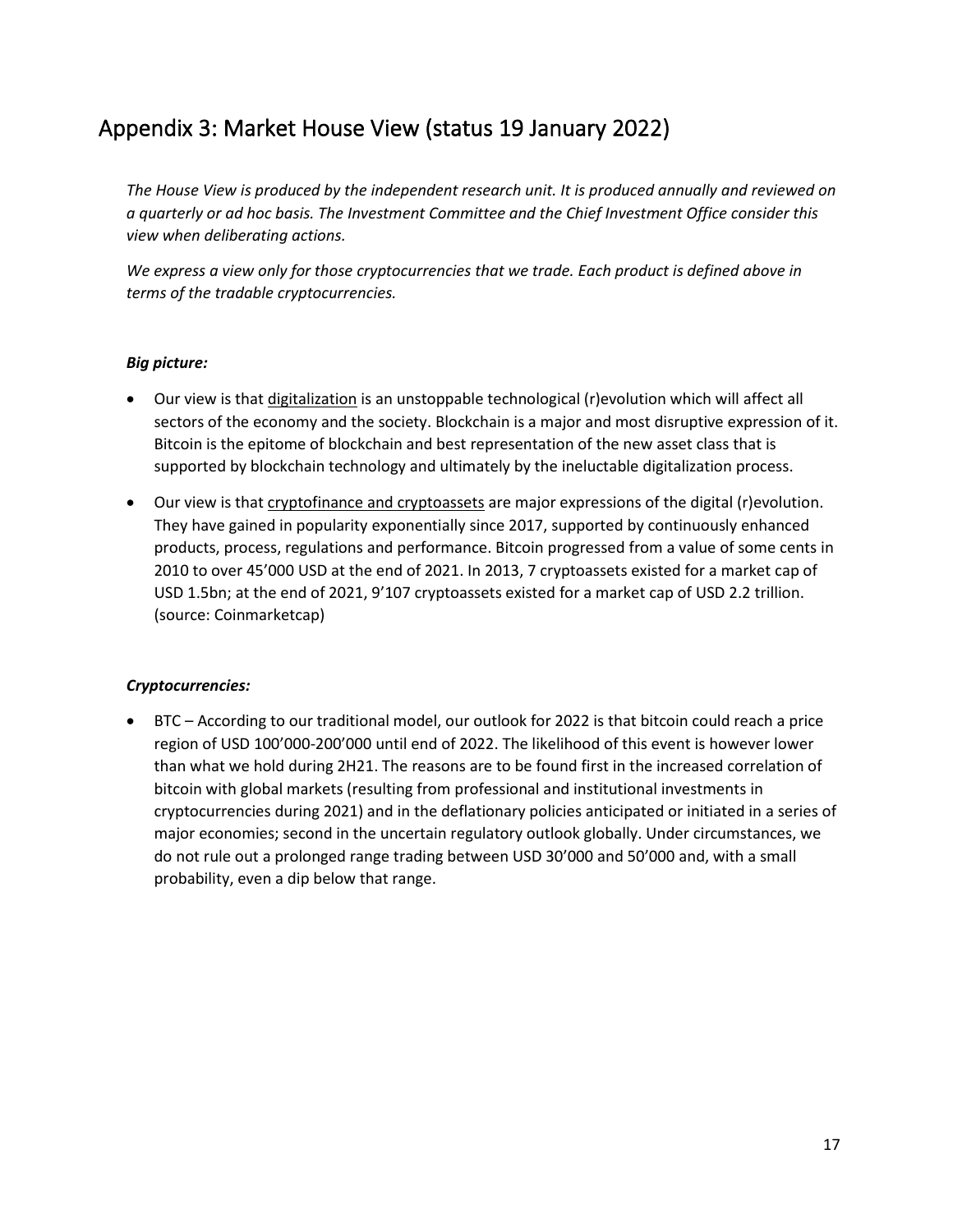# Appendix 3: Market House View (status 19 January 2022)

*The House View is produced by the independent research unit. It is produced annually and reviewed on a quarterly or ad hoc basis. The Investment Committee and the Chief Investment Office consider this view when deliberating actions.*

*We express a view only for those cryptocurrencies that we trade. Each product is defined above in terms of the tradable cryptocurrencies.*

***Big picture:***

- Our view is that <u>digitalization</u> is an unstoppable technological (r)evolution which will affect all sectors of the economy and the society. Blockchain is a major and most disruptive expression of it. Bitcoin is the epitome of blockchain and best representation of the new asset class that is supported by blockchain technology and ultimately by the ineluctable digitalization process.
- Our view is that <u>cryptofinance and cryptoassets</u> are major expressions of the digital (r)evolution. They have gained in popularity exponentially since 2017, supported by continuously enhanced products, process, regulations and performance. Bitcoin progressed from a value of some cents in 2010 to over 45'000 USD at the end of 2021. In 2013, 7 cryptoassets existed for a market cap of USD 1.5bn; at the end of 2021, 9'107 cryptoassets existed for a market cap of USD 2.2 trillion. (source: Coinmarketcap)

***Cryptocurrencies:***

- BTC – According to our traditional model, our outlook for 2022 is that bitcoin could reach a price region of USD 100'000-200'000 until end of 2022. The likelihood of this event is however lower than what we hold during 2H21. The reasons are to be found first in the increased correlation of bitcoin with global markets (resulting from professional and institutional investments in cryptocurrencies during 2021) and in the deflationary policies anticipated or initiated in a series of major economies; second in the uncertain regulatory outlook globally. Under circumstances, we do not rule out a prolonged range trading between USD 30'000 and 50'000 and, with a small probability, even a dip below that range.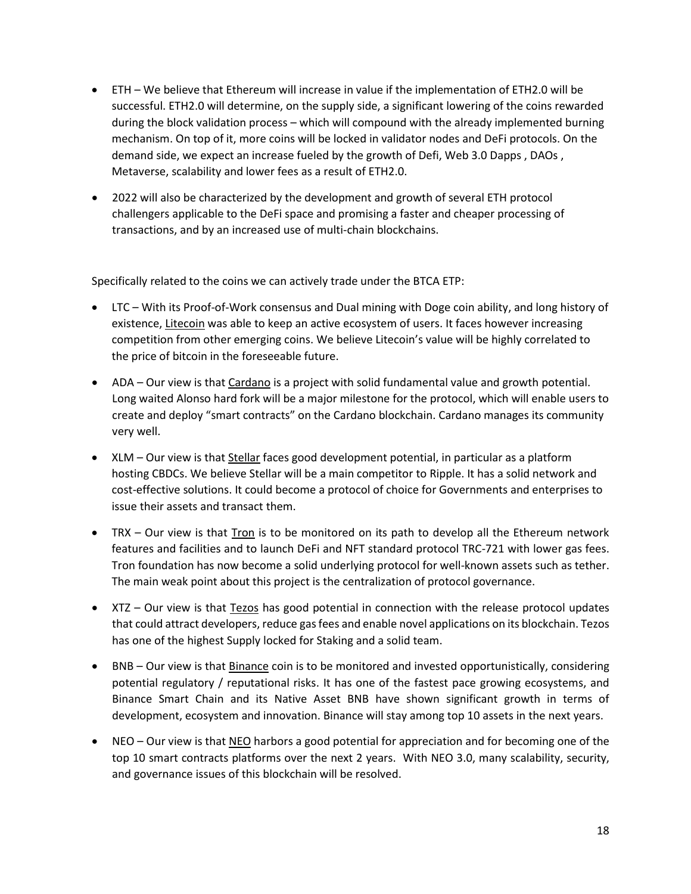- ETH – We believe that Ethereum will increase in value if the implementation of ETH2.0 will be successful. ETH2.0 will determine, on the supply side, a significant lowering of the coins rewarded during the block validation process – which will compound with the already implemented burning mechanism. On top of it, more coins will be locked in validator nodes and DeFi protocols. On the demand side, we expect an increase fueled by the growth of Defi, Web 3.0 Dapps , DAOs , Metaverse, scalability and lower fees as a result of ETH2.0.
- 2022 will also be characterized by the development and growth of several ETH protocol challengers applicable to the DeFi space and promising a faster and cheaper processing of transactions, and by an increased use of multi-chain blockchains.

Specifically related to the coins we can actively trade under the BTCA ETP:

- LTC – With its Proof-of-Work consensus and Dual mining with Doge coin ability, and long history of existence, Litecoin was able to keep an active ecosystem of users. It faces however increasing competition from other emerging coins. We believe Litecoin's value will be highly correlated to the price of bitcoin in the foreseeable future.
- ADA – Our view is that Cardano is a project with solid fundamental value and growth potential. Long waited Alonso hard fork will be a major milestone for the protocol, which will enable users to create and deploy "smart contracts" on the Cardano blockchain. Cardano manages its community very well.
- XLM – Our view is that Stellar faces good development potential, in particular as a platform hosting CBDCs. We believe Stellar will be a main competitor to Ripple. It has a solid network and cost-effective solutions. It could become a protocol of choice for Governments and enterprises to issue their assets and transact them.
- TRX – Our view is that Tron is to be monitored on its path to develop all the Ethereum network features and facilities and to launch DeFi and NFT standard protocol TRC-721 with lower gas fees. Tron foundation has now become a solid underlying protocol for well-known assets such as tether. The main weak point about this project is the centralization of protocol governance.
- XTZ – Our view is that Tezos has good potential in connection with the release protocol updates that could attract developers, reduce gas fees and enable novel applications on its blockchain. Tezos has one of the highest Supply locked for Staking and a solid team.
- BNB – Our view is that Binance coin is to be monitored and invested opportunistically, considering potential regulatory / reputational risks. It has one of the fastest pace growing ecosystems, and Binance Smart Chain and its Native Asset BNB have shown significant growth in terms of development, ecosystem and innovation. Binance will stay among top 10 assets in the next years.
- NEO – Our view is that NEO harbors a good potential for appreciation and for becoming one of the top 10 smart contracts platforms over the next 2 years. With NEO 3.0, many scalability, security, and governance issues of this blockchain will be resolved.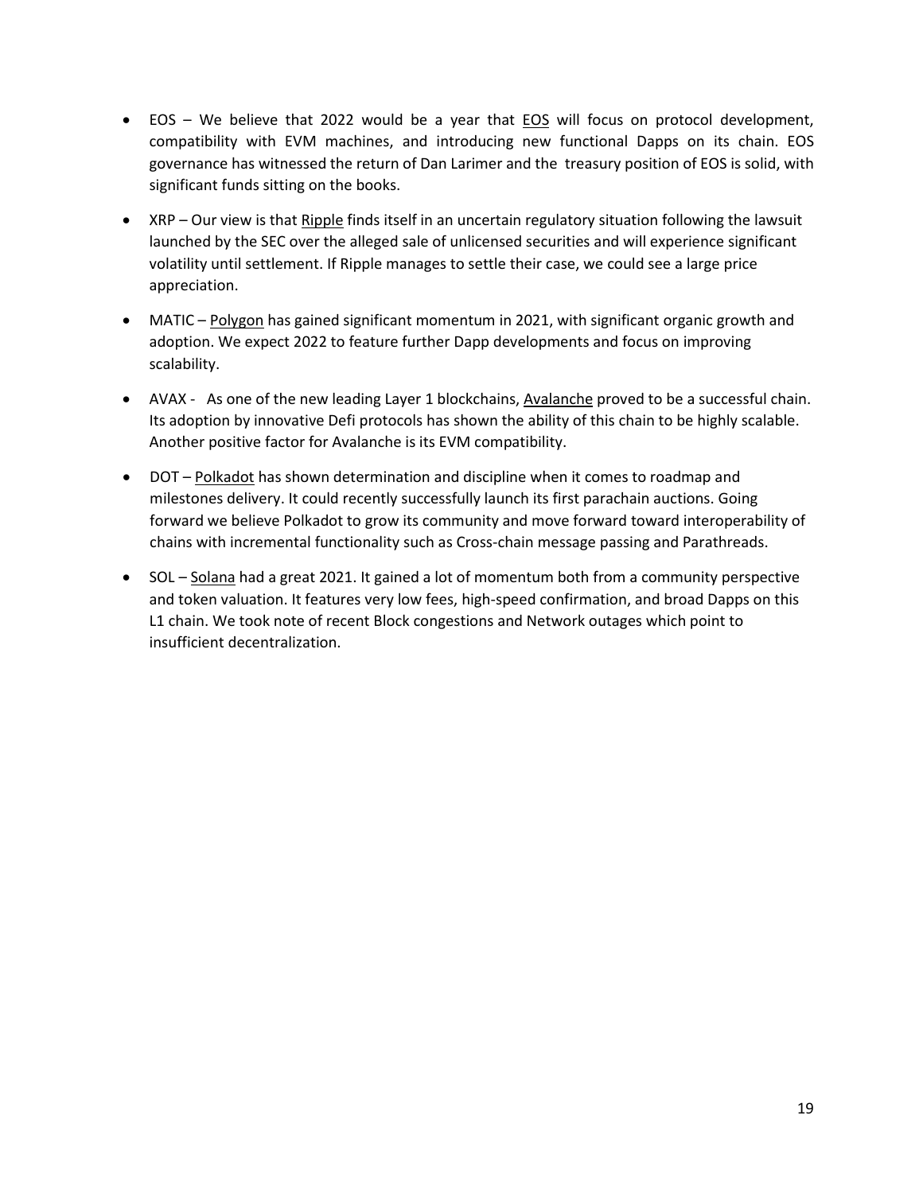- EOS – We believe that 2022 would be a year that EOS will focus on protocol development, compatibility with EVM machines, and introducing new functional Dapps on its chain. EOS governance has witnessed the return of Dan Larimer and the treasury position of EOS is solid, with significant funds sitting on the books.
- XRP – Our view is that Ripple finds itself in an uncertain regulatory situation following the lawsuit launched by the SEC over the alleged sale of unlicensed securities and will experience significant volatility until settlement. If Ripple manages to settle their case, we could see a large price appreciation.
- MATIC – Polygon has gained significant momentum in 2021, with significant organic growth and adoption. We expect 2022 to feature further Dapp developments and focus on improving scalability.
- AVAX - As one of the new leading Layer 1 blockchains, Avalanche proved to be a successful chain. Its adoption by innovative Defi protocols has shown the ability of this chain to be highly scalable. Another positive factor for Avalanche is its EVM compatibility.
- DOT – Polkadot has shown determination and discipline when it comes to roadmap and milestones delivery. It could recently successfully launch its first parachain auctions. Going forward we believe Polkadot to grow its community and move forward toward interoperability of chains with incremental functionality such as Cross-chain message passing and Parathreads.
- SOL – Solana had a great 2021. It gained a lot of momentum both from a community perspective and token valuation. It features very low fees, high-speed confirmation, and broad Dapps on this L1 chain. We took note of recent Block congestions and Network outages which point to insufficient decentralization.